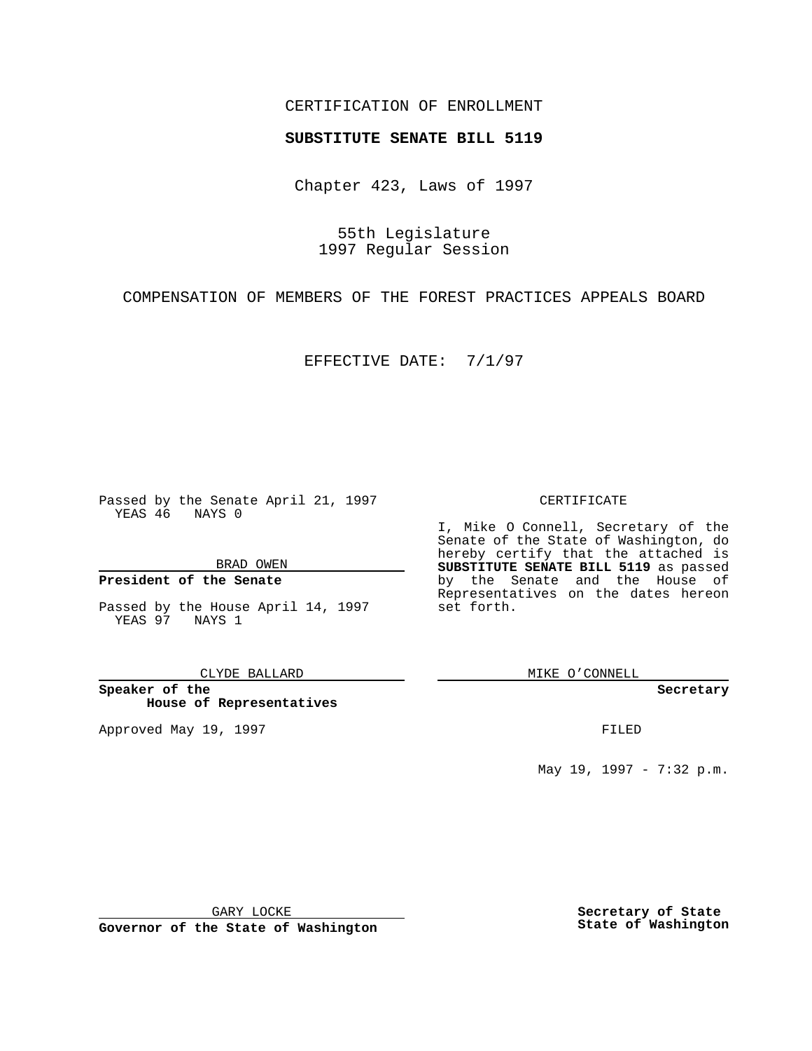CERTIFICATION OF ENROLLMENT

**SUBSTITUTE SENATE BILL 5119**

Chapter 423, Laws of 1997

55th Legislature
1997 Regular Session

COMPENSATION OF MEMBERS OF THE FOREST PRACTICES APPEALS BOARD

EFFECTIVE DATE: 7/1/97

Passed by the Senate April 21, 1997
YEAS 46 NAYS 0

BRAD OWEN

**President of the Senate**

Passed by the House April 14, 1997
YEAS 97 NAYS 1

CLYDE BALLARD

**Speaker of the House of Representatives**

Approved May 19, 1997

GARY LOCKE

**Governor of the State of Washington**

CERTIFICATE

I, Mike O Connell, Secretary of the Senate of the State of Washington, do hereby certify that the attached is **SUBSTITUTE SENATE BILL 5119** as passed by the Senate and the House of Representatives on the dates hereon set forth.

MIKE O'CONNELL

**Secretary**

FILED

May 19, 1997 - 7:32 p.m.

**Secretary of State**
**State of Washington**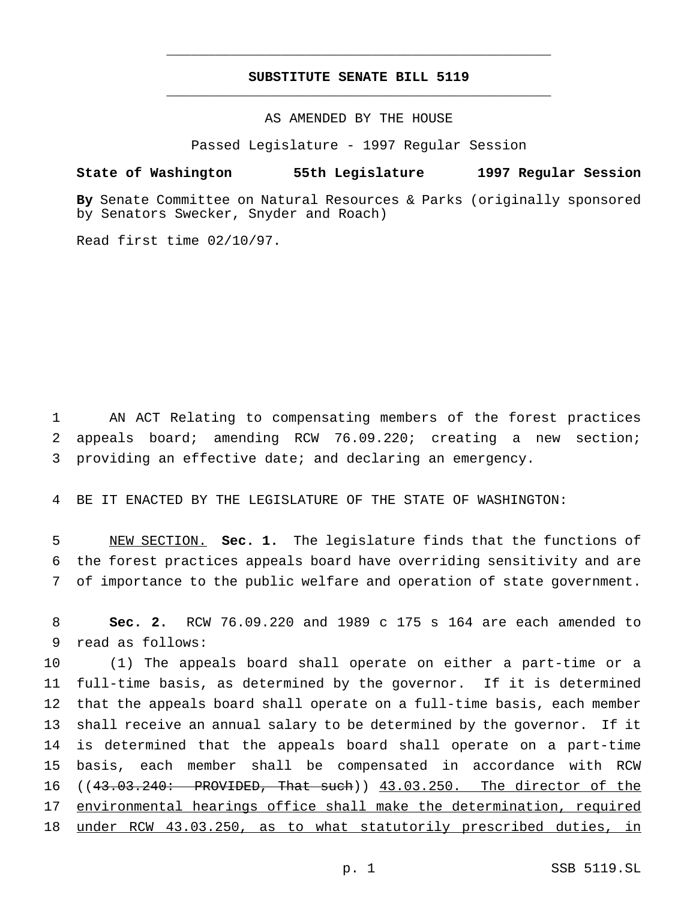# SUBSTITUTE SENATE BILL 5119

AS AMENDED BY THE HOUSE

Passed Legislature - 1997 Regular Session

**State of Washington 55th Legislature 1997 Regular Session**

**By** Senate Committee on Natural Resources & Parks (originally sponsored by Senators Swecker, Snyder and Roach)

Read first time 02/10/97.

1 AN ACT Relating to compensating members of the forest practices
2 appeals board; amending RCW 76.09.220; creating a new section;
3 providing an effective date; and declaring an emergency.

4 BE IT ENACTED BY THE LEGISLATURE OF THE STATE OF WASHINGTON:

5 NEW SECTION. **Sec. 1.** The legislature finds that the functions of
6 the forest practices appeals board have overriding sensitivity and are
7 of importance to the public welfare and operation of state government.

8 **Sec. 2.** RCW 76.09.220 and 1989 c 175 s 164 are each amended to
9 read as follows:

10 (1) The appeals board shall operate on either a part-time or a
11 full-time basis, as determined by the governor. If it is determined
12 that the appeals board shall operate on a full-time basis, each member
13 shall receive an annual salary to be determined by the governor. If it
14 is determined that the appeals board shall operate on a part-time
15 basis, each member shall be compensated in accordance with RCW
16 ((~~43.03.240: PROVIDED, That such~~)) 43.03.250. The director of the
17 environmental hearings office shall make the determination, required
18 under RCW 43.03.250, as to what statutorily prescribed duties, in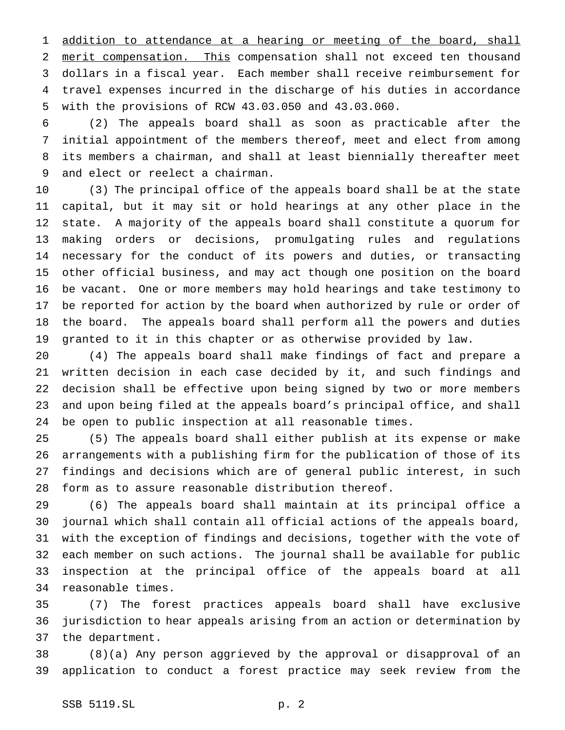addition to attendance at a hearing or meeting of the board, shall merit compensation. This compensation shall not exceed ten thousand dollars in a fiscal year. Each member shall receive reimbursement for travel expenses incurred in the discharge of his duties in accordance with the provisions of RCW 43.03.050 and 43.03.060.

(2) The appeals board shall as soon as practicable after the initial appointment of the members thereof, meet and elect from among its members a chairman, and shall at least biennially thereafter meet and elect or reelect a chairman.

(3) The principal office of the appeals board shall be at the state capital, but it may sit or hold hearings at any other place in the state. A majority of the appeals board shall constitute a quorum for making orders or decisions, promulgating rules and regulations necessary for the conduct of its powers and duties, or transacting other official business, and may act though one position on the board be vacant. One or more members may hold hearings and take testimony to be reported for action by the board when authorized by rule or order of the board. The appeals board shall perform all the powers and duties granted to it in this chapter or as otherwise provided by law.

(4) The appeals board shall make findings of fact and prepare a written decision in each case decided by it, and such findings and decision shall be effective upon being signed by two or more members and upon being filed at the appeals board's principal office, and shall be open to public inspection at all reasonable times.

(5) The appeals board shall either publish at its expense or make arrangements with a publishing firm for the publication of those of its findings and decisions which are of general public interest, in such form as to assure reasonable distribution thereof.

(6) The appeals board shall maintain at its principal office a journal which shall contain all official actions of the appeals board, with the exception of findings and decisions, together with the vote of each member on such actions. The journal shall be available for public inspection at the principal office of the appeals board at all reasonable times.

(7) The forest practices appeals board shall have exclusive jurisdiction to hear appeals arising from an action or determination by the department.

(8)(a) Any person aggrieved by the approval or disapproval of an application to conduct a forest practice may seek review from the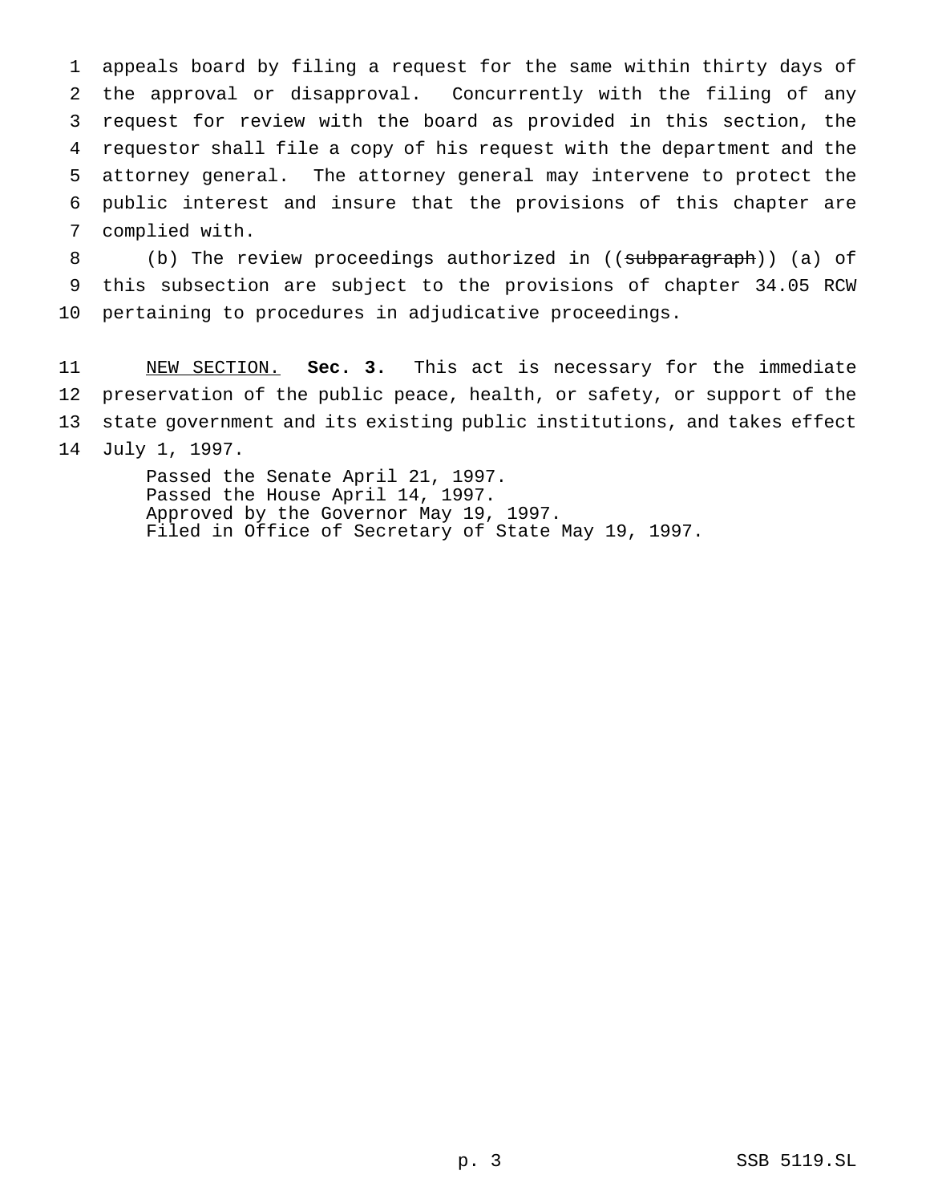appeals board by filing a request for the same within thirty days of the approval or disapproval. Concurrently with the filing of any request for review with the board as provided in this section, the requestor shall file a copy of his request with the department and the attorney general. The attorney general may intervene to protect the public interest and insure that the provisions of this chapter are complied with.

(b) The review proceedings authorized in ((~~subparagraph~~)) (a) of this subsection are subject to the provisions of chapter 34.05 RCW pertaining to procedures in adjudicative proceedings.

NEW SECTION. **Sec. 3.** This act is necessary for the immediate preservation of the public peace, health, or safety, or support of the state government and its existing public institutions, and takes effect July 1, 1997.

Passed the Senate April 21, 1997.
Passed the House April 14, 1997.
Approved by the Governor May 19, 1997.
Filed in Office of Secretary of State May 19, 1997.